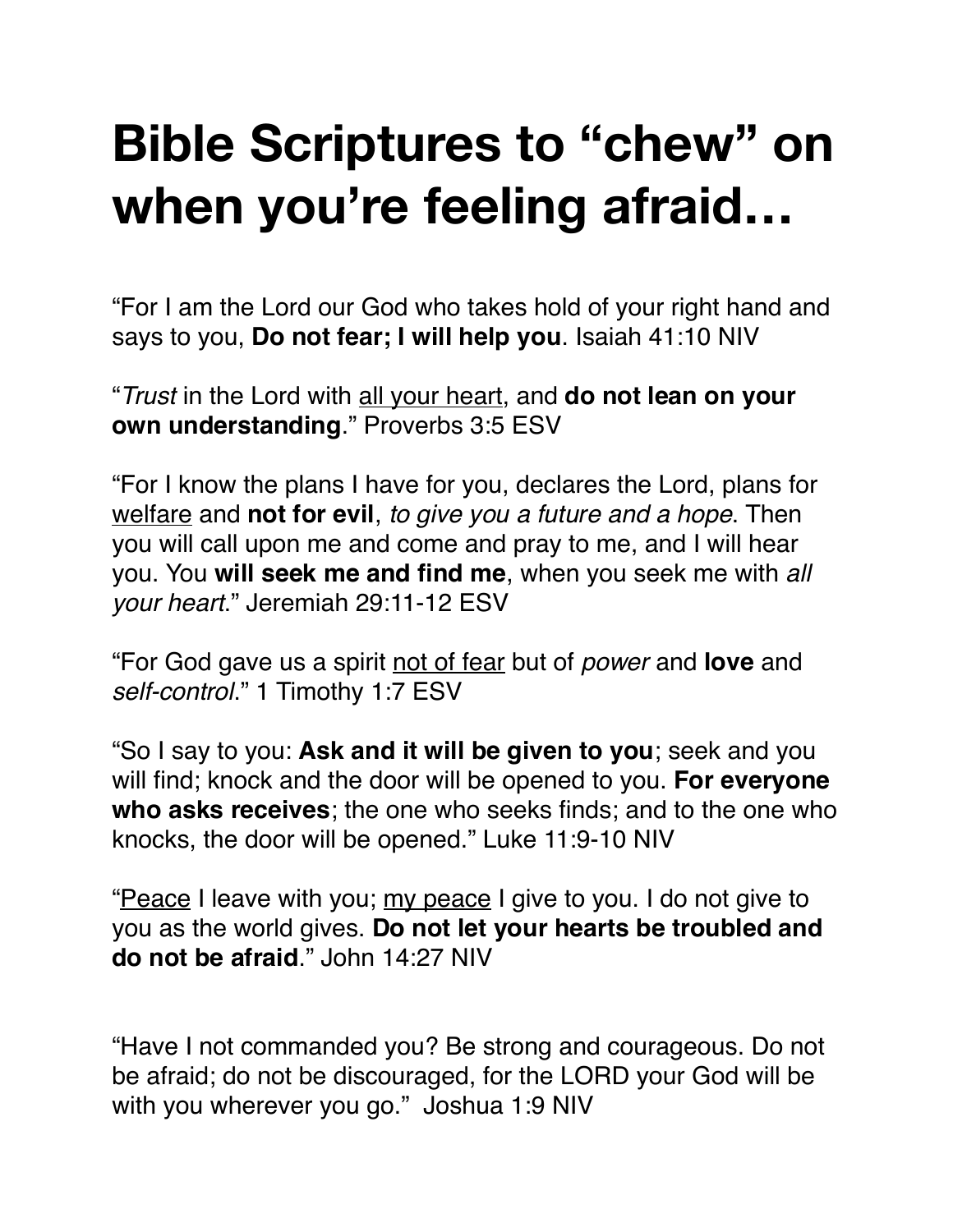# Bible Scriptures to “chew” on when you’re feeling afraid…

“For I am the Lord our God who takes hold of your right hand and says to you, **Do not fear; I will help you**. Isaiah 41:10 NIV

“*Trust* in the Lord with <u>all your heart</u>, and **do not lean on your own understanding**.” Proverbs 3:5 ESV

“For I know the plans I have for you, declares the Lord, plans for <u>welfare</u> and **not for evil**, *to give you a future and a hope*. Then you will call upon me and come and pray to me, and I will hear you. You **will seek me and find me**, when you seek me with *all your heart*.” Jeremiah 29:11-12 ESV

“For God gave us a spirit <u>not of fear</u> but of *power* and **love** and *self-control*.” 1 Timothy 1:7 ESV

“So I say to you: **Ask and it will be given to you**; seek and you will find; knock and the door will be opened to you. **For everyone who asks receives**; the one who seeks finds; and to the one who knocks, the door will be opened.” Luke 11:9-10 NIV

“<u>Peace</u> I leave with you; <u>my peace</u> I give to you. I do not give to you as the world gives. **Do not let your hearts be troubled and do not be afraid**.” John 14:27 NIV

“Have I not commanded you? Be strong and courageous. Do not be afraid; do not be discouraged, for the LORD your God will be with you wherever you go.” Joshua 1:9 NIV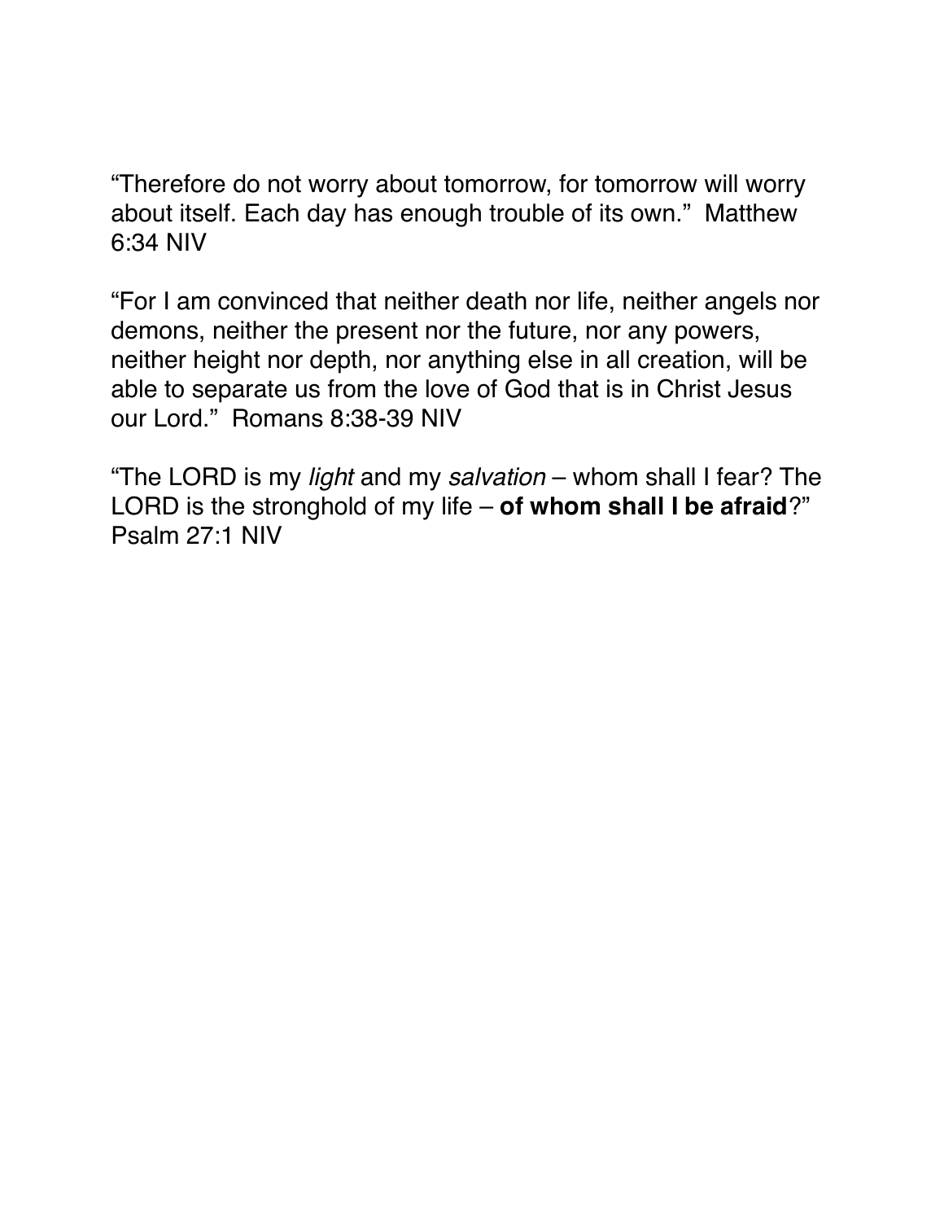"Therefore do not worry about tomorrow, for tomorrow will worry about itself. Each day has enough trouble of its own."  Matthew 6:34 NIV

"For I am convinced that neither death nor life, neither angels nor demons, neither the present nor the future, nor any powers, neither height nor depth, nor anything else in all creation, will be able to separate us from the love of God that is in Christ Jesus our Lord."  Romans 8:38-39 NIV

"The LORD is my *light* and my *salvation* – whom shall I fear? The LORD is the stronghold of my life – **of whom shall I be afraid**?" Psalm 27:1 NIV